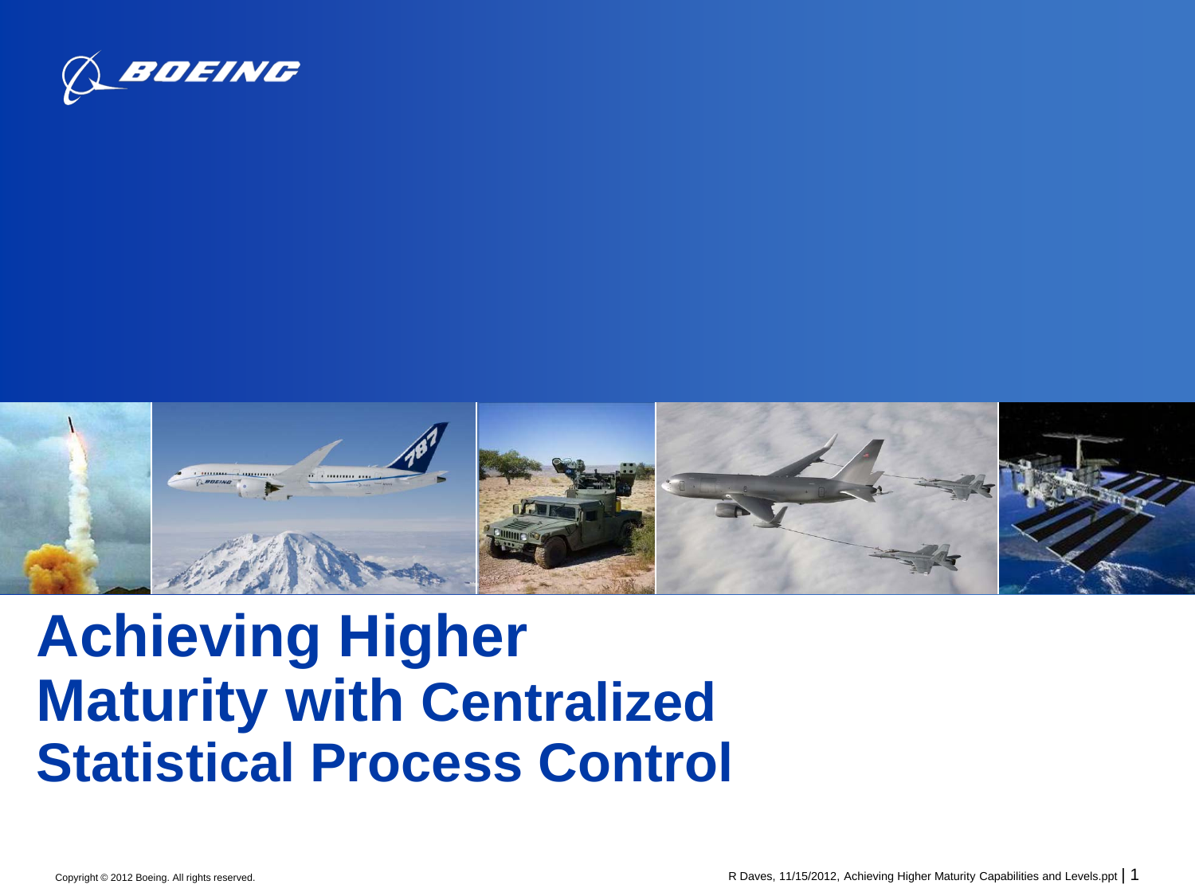# Achieving Higher Maturity with Centralized Statistical Process Control

Copyright © 2012 Boeing. All rights reserved.

R Daves, 11/15/2012, Achieving Higher Maturity Capabilities and Levels.ppt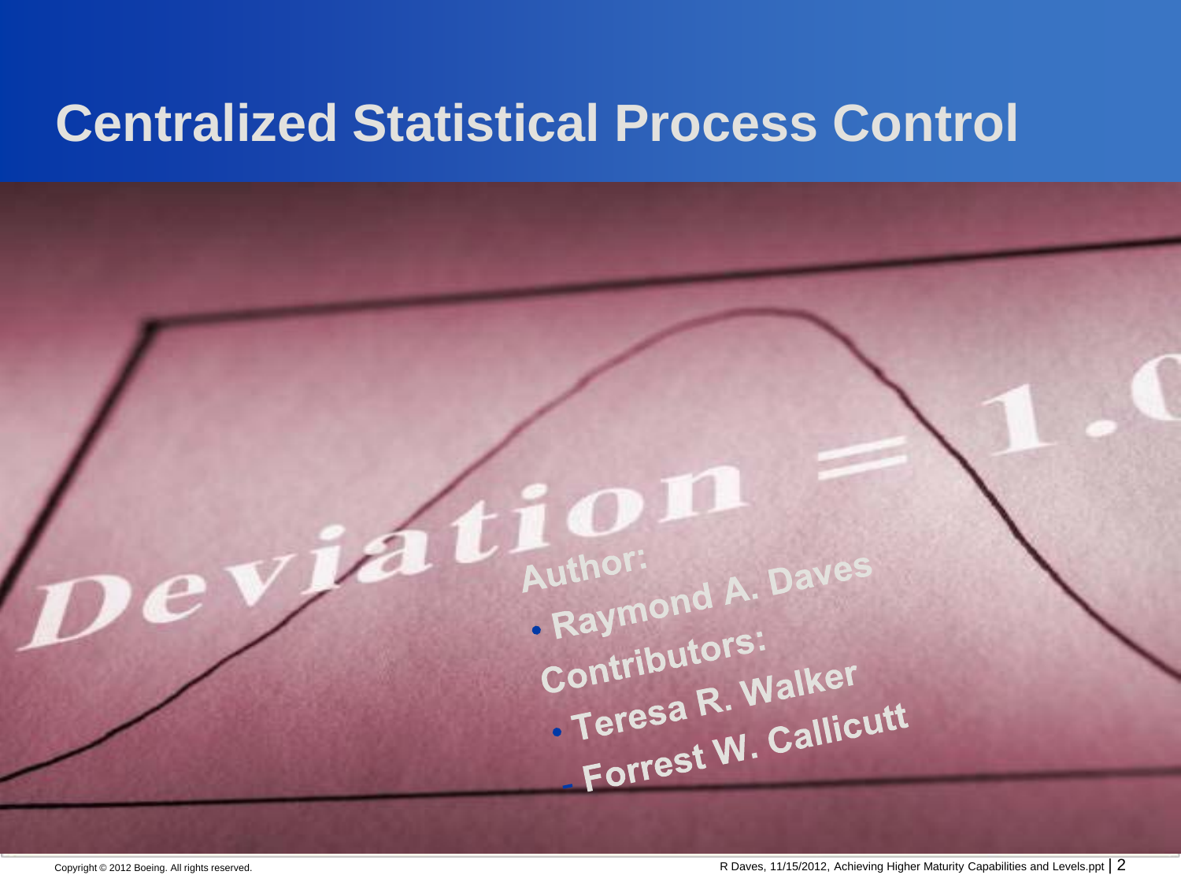# Centralized Statistical Process Control

Author:

- Raymond A. Daves

Contributors:

- Teresa R. Walker
- Forrest W. Callicutt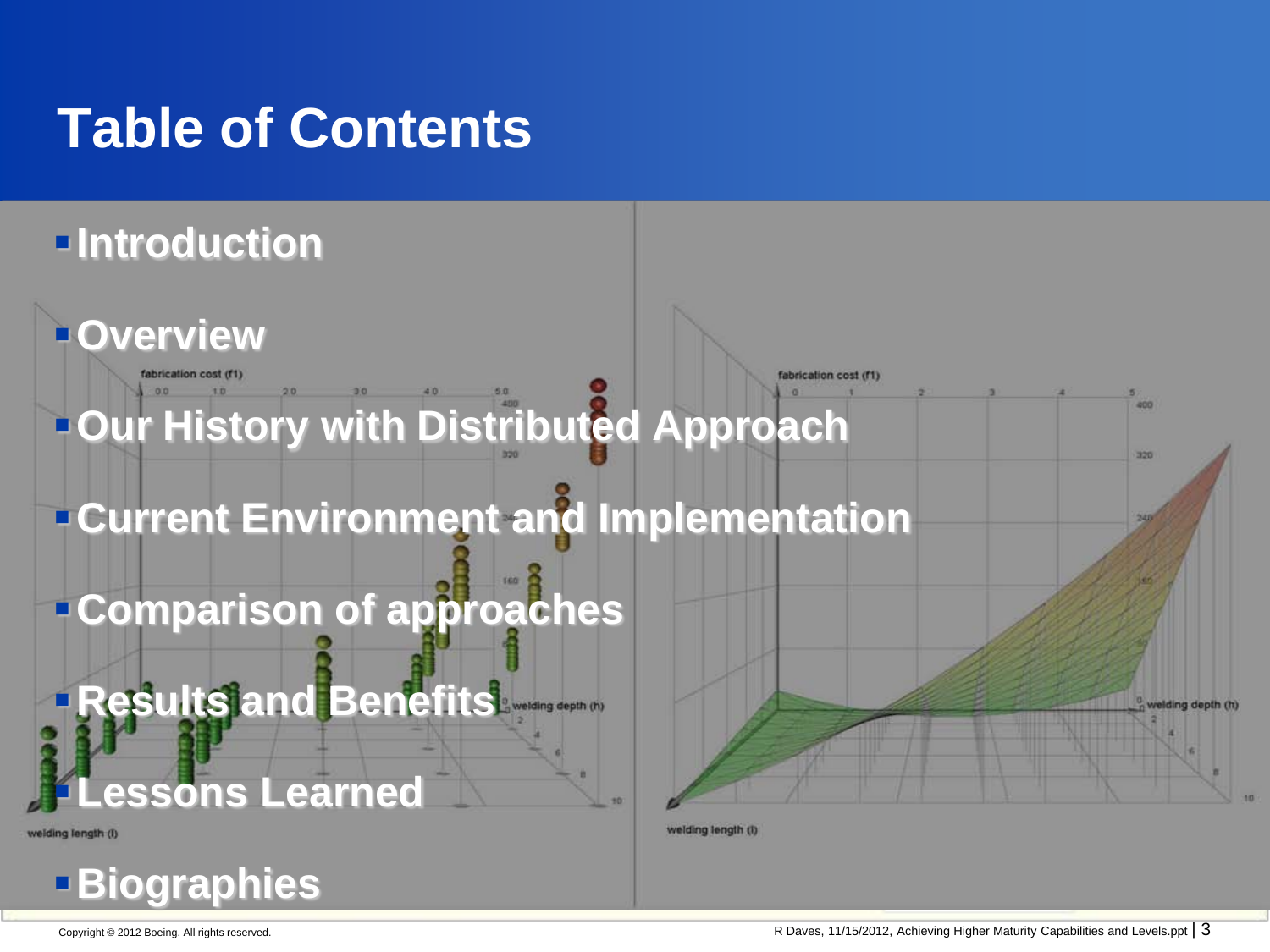# Table of Contents

- Introduction
- Overview
- Our History with Distributed Approach
- Current Environment and Implementation
- Comparison of approaches
- Results and Benefits
- Lessons Learned
- Biographies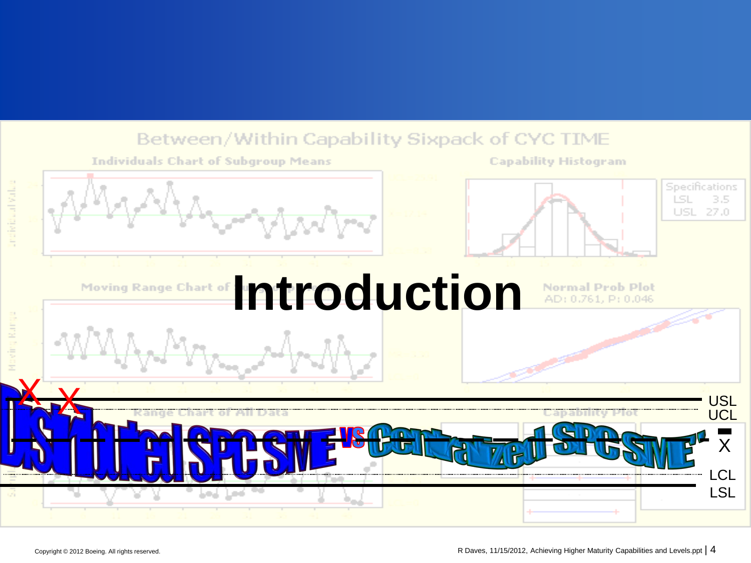# Introduction

Distributed SPC SME vs Centralized SPC SME's

USL

UCL

$\bar{X}$

LCL

LSL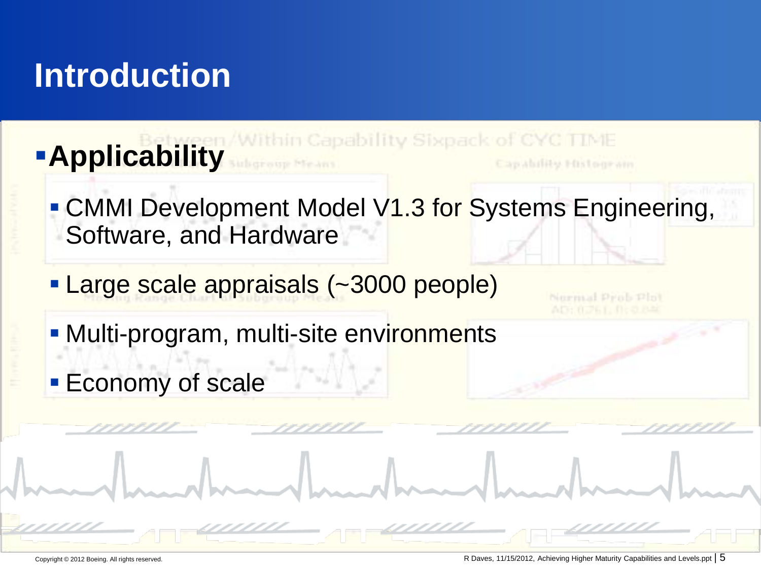# Introduction

- **Applicability**
  - CMMI Development Model V1.3 for Systems Engineering, Software, and Hardware
  - Large scale appraisals (~3000 people)
  - Multi-program, multi-site environments
  - Economy of scale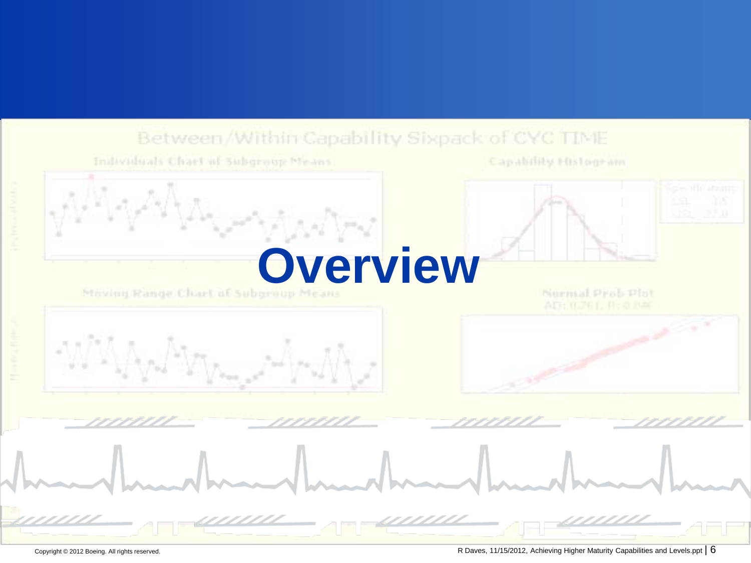# Overview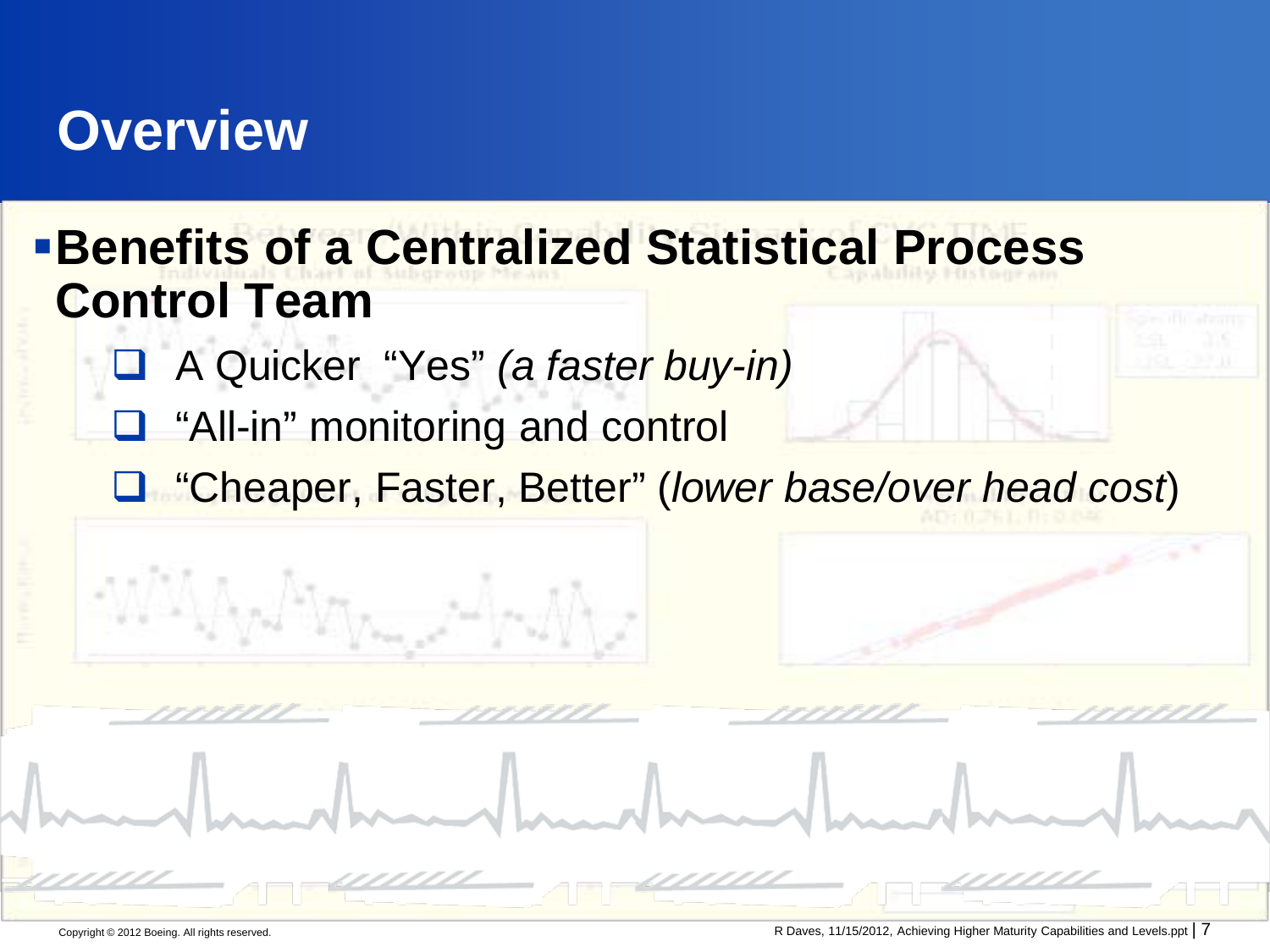# Overview

- **Benefits of a Centralized Statistical Process Control Team**
  - A Quicker "Yes" *(a faster buy-in)*
  - "All-in" monitoring and control
  - "Cheaper, Faster, Better" (*lower base/over head cost*)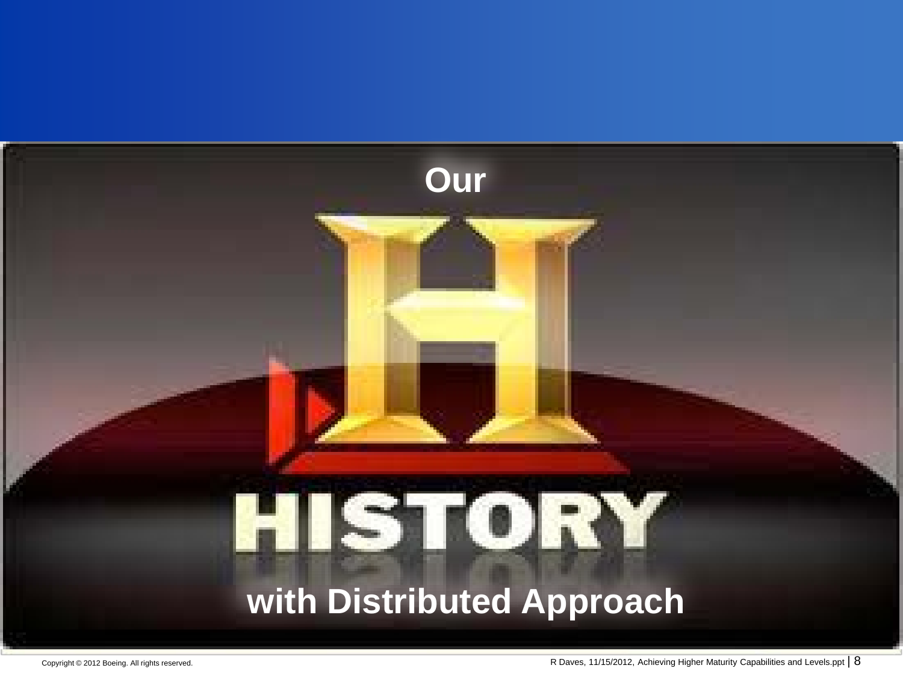Our

HISTORY

with Distributed Approach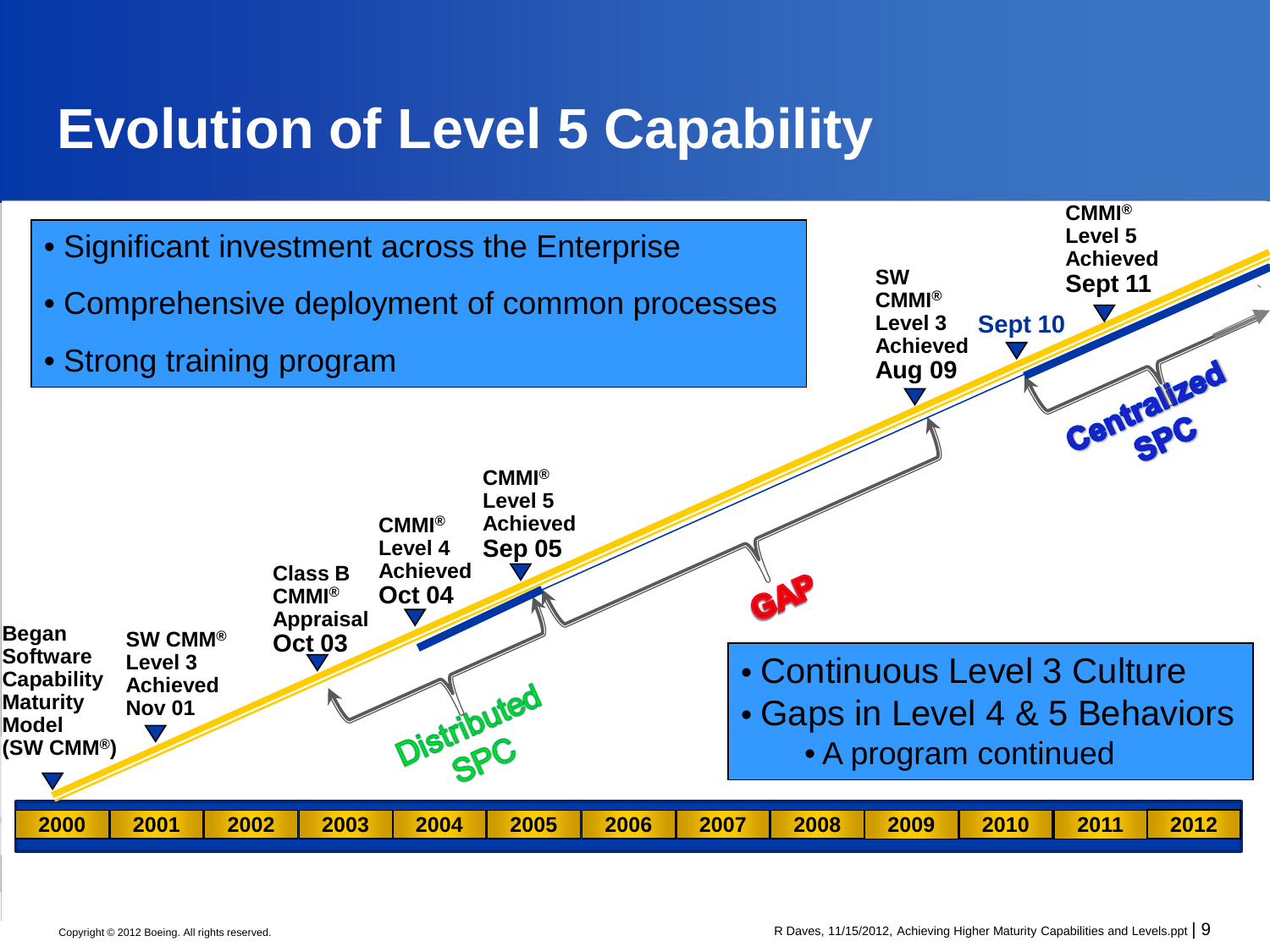# Evolution of Level 5 Capability

- Significant investment across the Enterprise
- Comprehensive deployment of common processes
- Strong training program

**Began Software Capability Maturity Model (SW CMM®)**

**SW CMM® Level 3 Achieved Nov 01**

**Class B CMMI® Appraisal Oct 03**

**CMMI® Level 4 Achieved Oct 04**

**CMMI® Level 5 Achieved Sep 05**

**SW CMMI® Level 3 Achieved Aug 09**

**Sept 10**

**CMMI® Level 5 Achieved Sept 11**

Distributed SPC

GAP

Centralized SPC

- Continuous Level 3 Culture
- Gaps in Level 4 & 5 Behaviors
  - A program continued

| 2000 | 2001 | 2002 | 2003 | 2004 | 2005 | 2006 | 2007 | 2008 | 2009 | 2010 | 2011 | 2012 |
|---|---|---|---|---|---|---|---|---|---|---|---|---|

Copyright © 2012 Boeing. All rights reserved.

R Daves, 11/15/2012, Achieving Higher Maturity Capabilities and Levels.ppt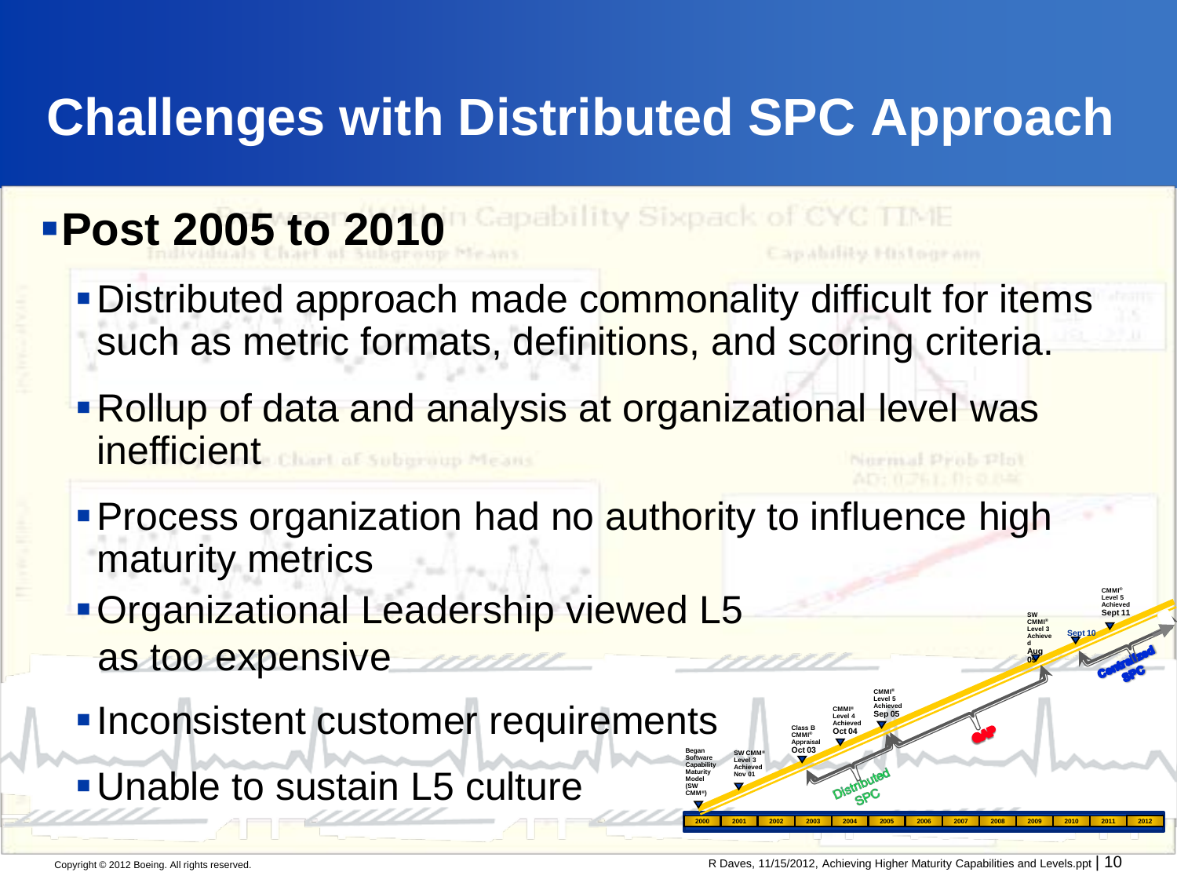# Challenges with Distributed SPC Approach

- **Post 2005 to 2010**
  - Distributed approach made commonality difficult for items such as metric formats, definitions, and scoring criteria.
  - Rollup of data and analysis at organizational level was inefficient
  - Process organization had no authority to influence high maturity metrics
  - Organizational Leadership viewed L5 as too expensive
  - Inconsistent customer requirements
  - Unable to sustain L5 culture

Began Software Capability Maturity Model (SW CMM®) — 2000
SW CMM® Level 3 Achieved Nov 01
Class B CMMI® Appraisal Oct 03
CMMI® Level 4 Achieved Oct 04
CMMI® Level 5 Achieved Sep 05
Distributed SPC
Gap
SW CMMI® Level 3 Achieved Aug 09
Sept 10
CMMI® Level 5 Achieved Sept 11
Centralized SPC

2000 | 2001 | 2002 | 2003 | 2004 | 2005 | 2006 | 2007 | 2008 | 2009 | 2010 | 2011 | 2012

Copyright © 2012 Boeing. All rights reserved.

R Daves, 11/15/2012, Achieving Higher Maturity Capabilities and Levels.ppt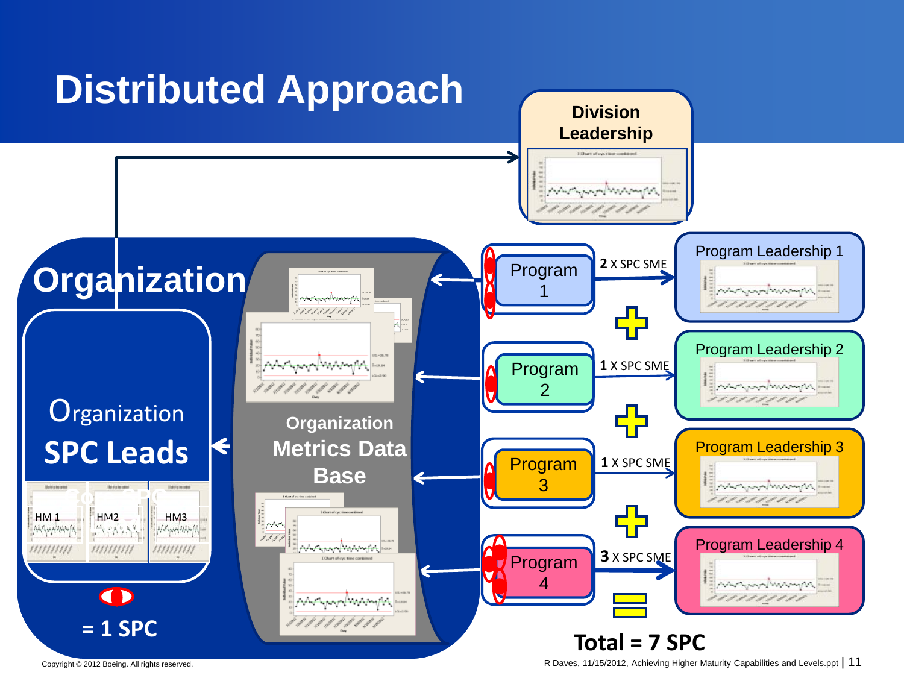# Distributed Approach

**Division Leadership**

## Organization

Organization **SPC Leads**

HM 1 HM2 HM3

= 1 SPC

**Organization Metrics Data Base**

Program 1 — **2** X SPC SME → Program Leadership 1

Program 2 — **1** X SPC SME → Program Leadership 2

Program 3 — **1** X SPC SME → Program Leadership 3

Program 4 — **3** X SPC SME → Program Leadership 4

**Total = 7 SPC**

Copyright © 2012 Boeing. All rights reserved.

R Daves, 11/15/2012, Achieving Higher Maturity Capabilities and Levels.ppt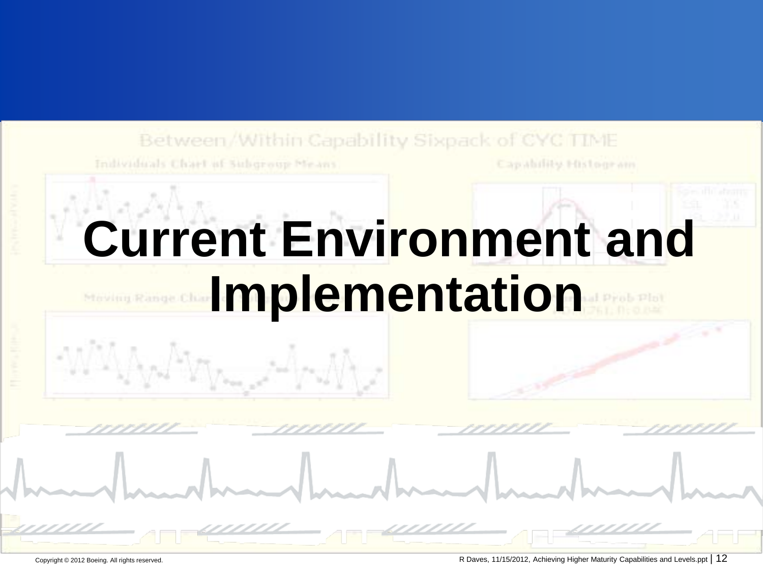# Current Environment and Implementation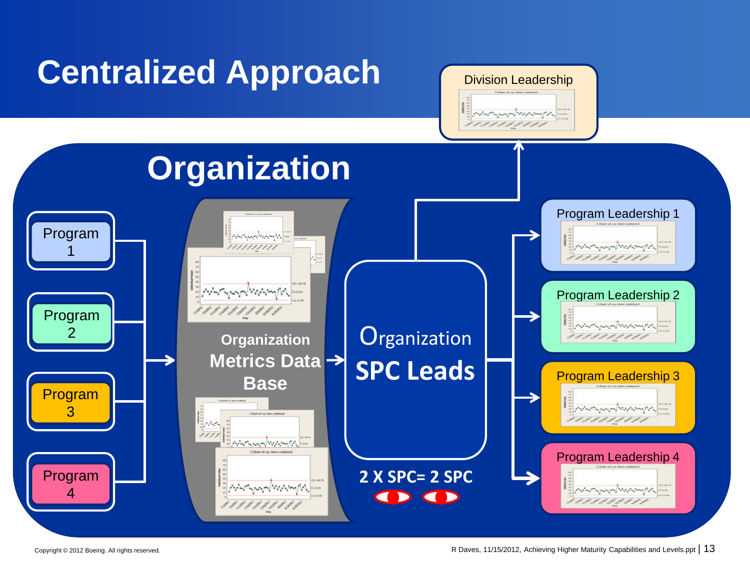# Centralized Approach

Division Leadership

## Organization

Program 1

Program 2

Program 3

Program 4

Organization Metrics Data Base

Organization SPC Leads

2 X SPC= 2 SPC

Program Leadership 1

Program Leadership 2

Program Leadership 3

Program Leadership 4

Copyright © 2012 Boeing. All rights reserved.

R Daves, 11/15/2012, Achieving Higher Maturity Capabilities and Levels.ppt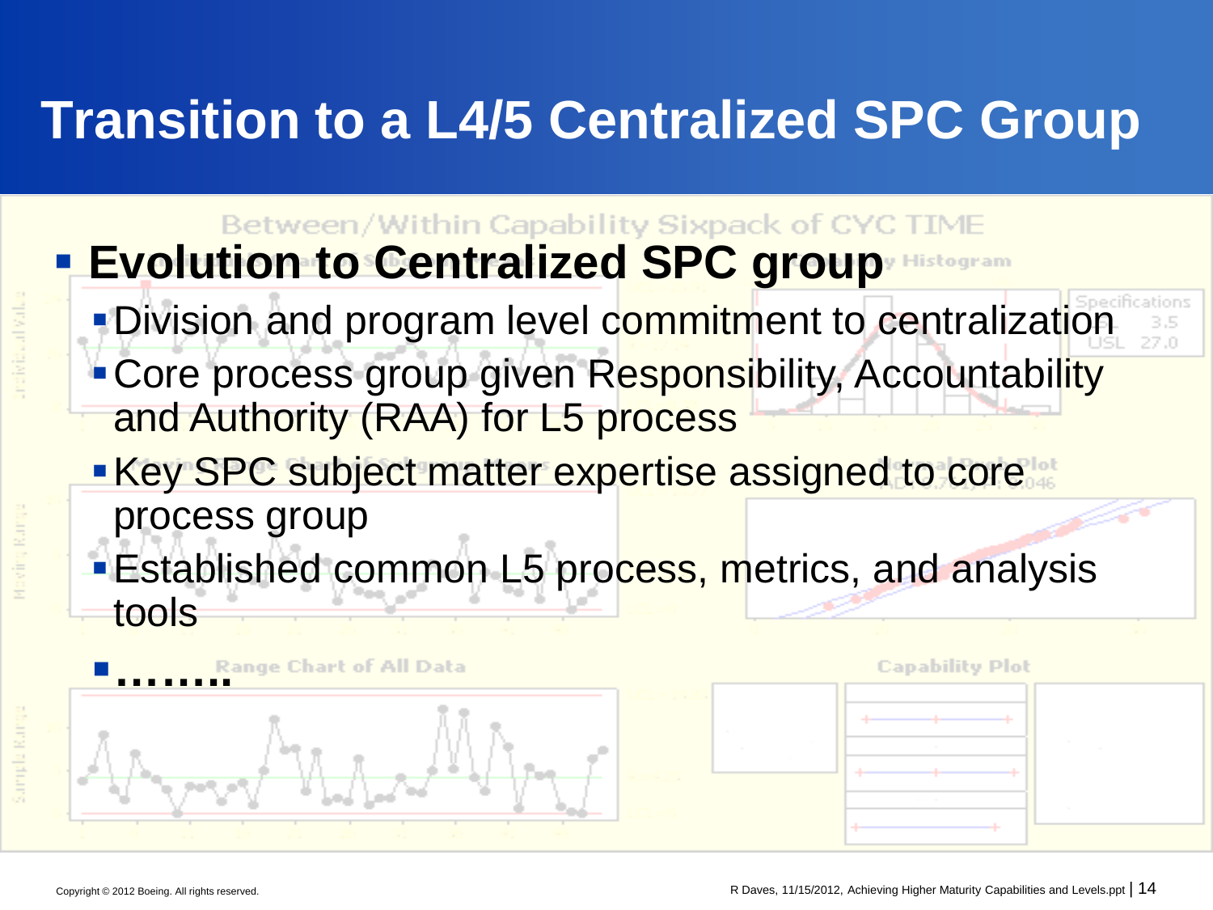# Transition to a L4/5 Centralized SPC Group

- **Evolution to Centralized SPC group**
  - Division and program level commitment to centralization
  - Core process group given Responsibility, Accountability and Authority (RAA) for L5 process
  - Key SPC subject matter expertise assigned to core process group
  - Established common L5 process, metrics, and analysis tools
- ……..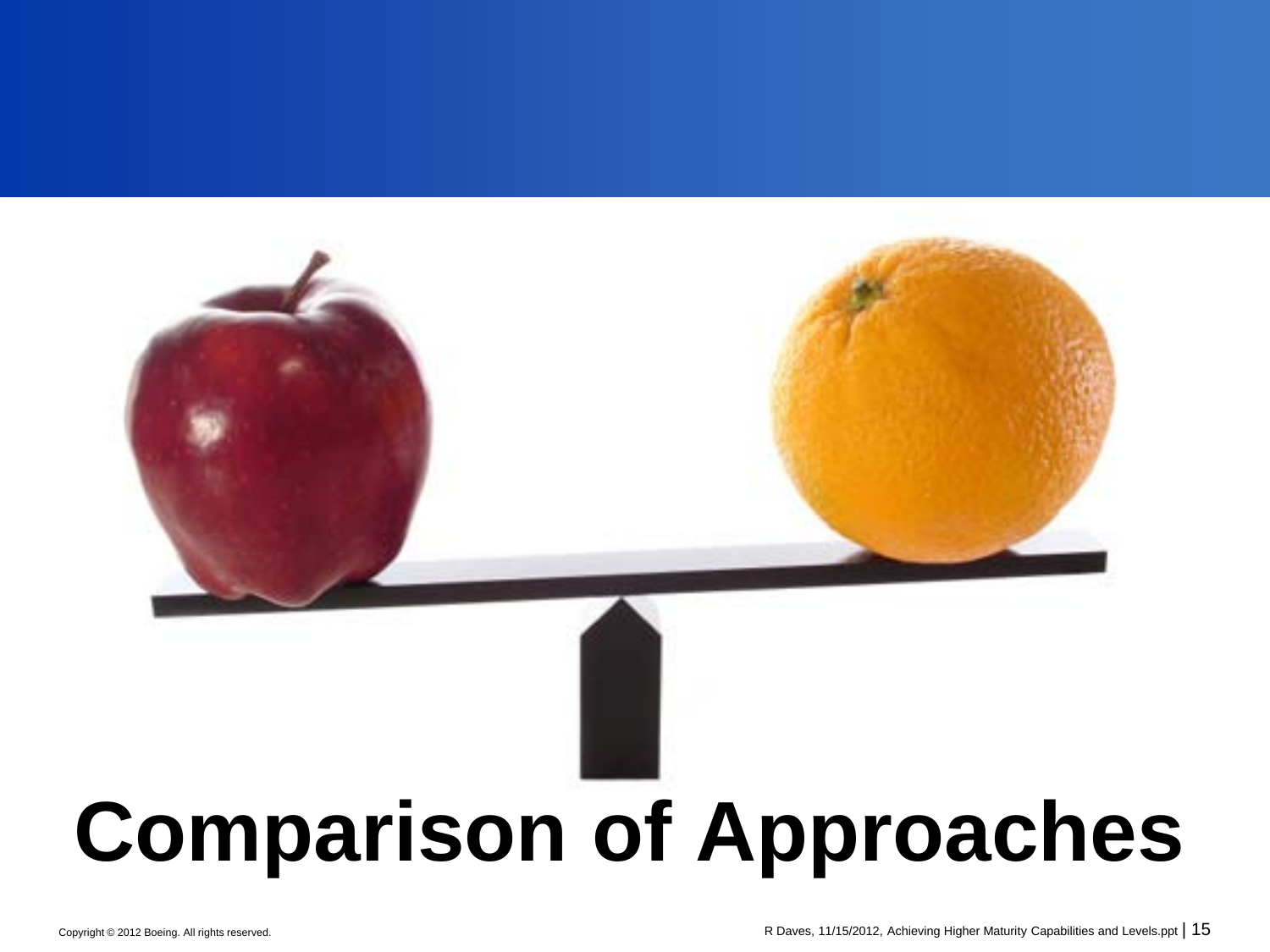# Comparison of Approaches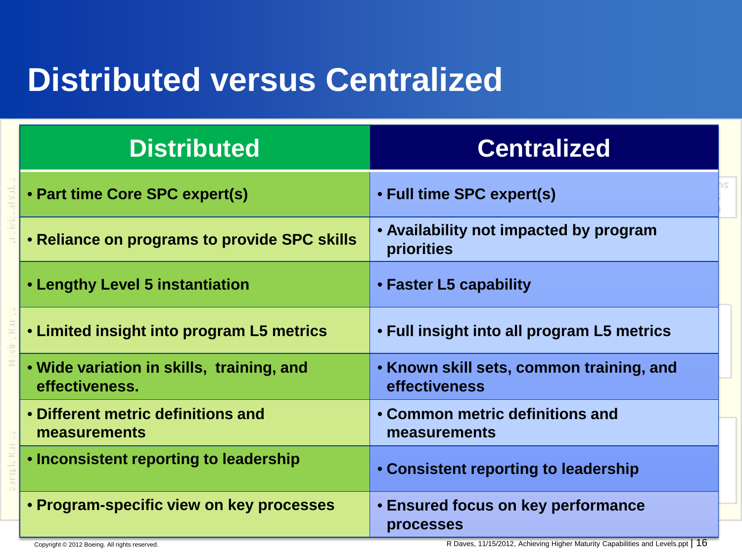# Distributed versus Centralized

| Distributed | Centralized |
|---|---|
| • Part time Core SPC expert(s) | • Full time SPC expert(s) |
| • Reliance on programs to provide SPC skills | • Availability not impacted by program priorities |
| • Lengthy Level 5 instantiation | • Faster L5 capability |
| • Limited insight into program L5 metrics | • Full insight into all program L5 metrics |
| • Wide variation in skills, training, and effectiveness. | • Known skill sets, common training, and effectiveness |
| • Different metric definitions and measurements | • Common metric definitions and measurements |
| • Inconsistent reporting to leadership | • Consistent reporting to leadership |
| • Program-specific view on key processes | • Ensured focus on key performance processes |

Copyright © 2012 Boeing. All rights reserved.

R Daves, 11/15/2012, Achieving Higher Maturity Capabilities and Levels.ppt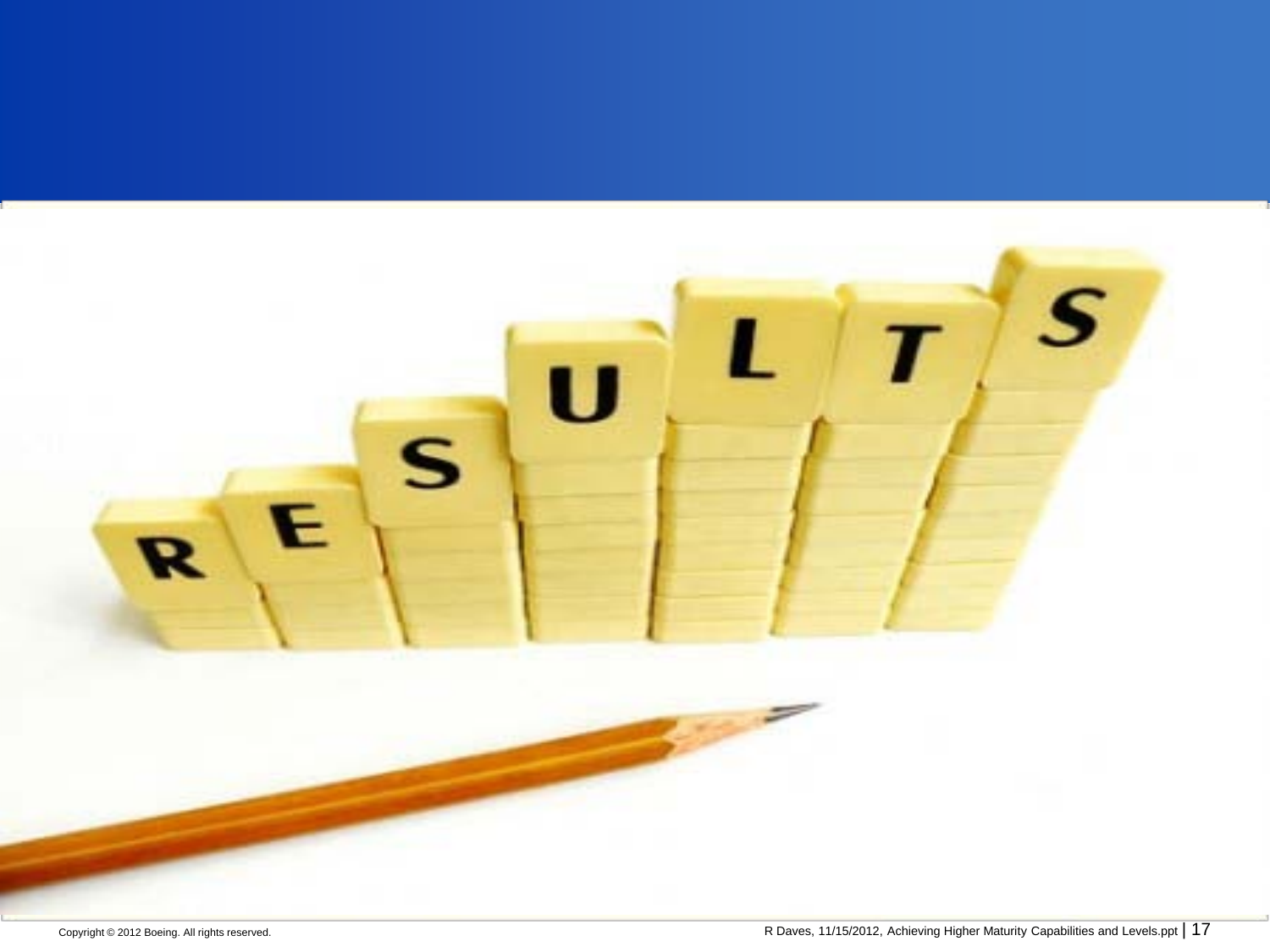# RESULTS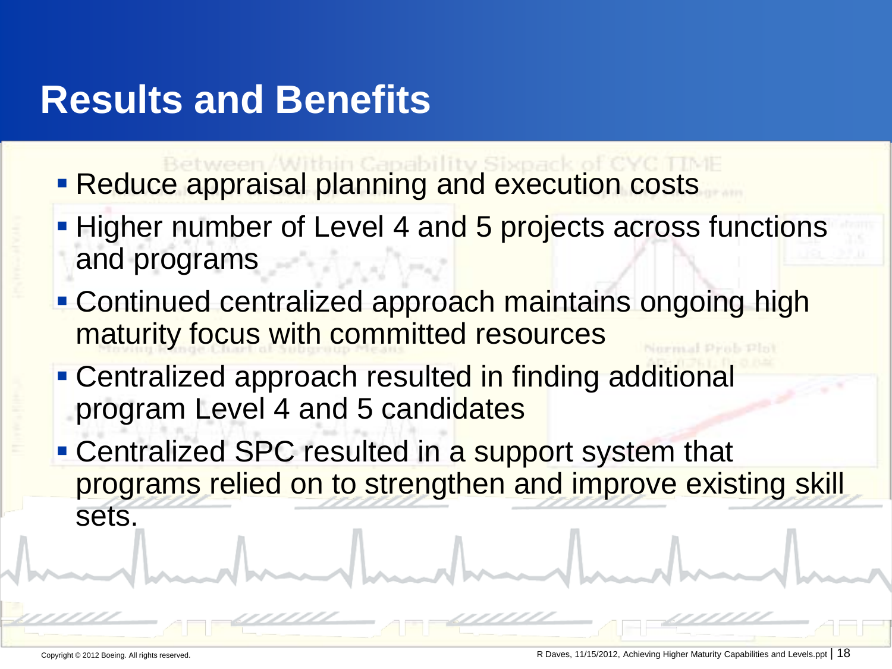# Results and Benefits

- Reduce appraisal planning and execution costs
- Higher number of Level 4 and 5 projects across functions and programs
- Continued centralized approach maintains ongoing high maturity focus with committed resources
- Centralized approach resulted in finding additional program Level 4 and 5 candidates
- Centralized SPC resulted in a support system that programs relied on to strengthen and improve existing skill sets.

Copyright © 2012 Boeing. All rights reserved.

R Daves, 11/15/2012, Achieving Higher Maturity Capabilities and Levels.ppt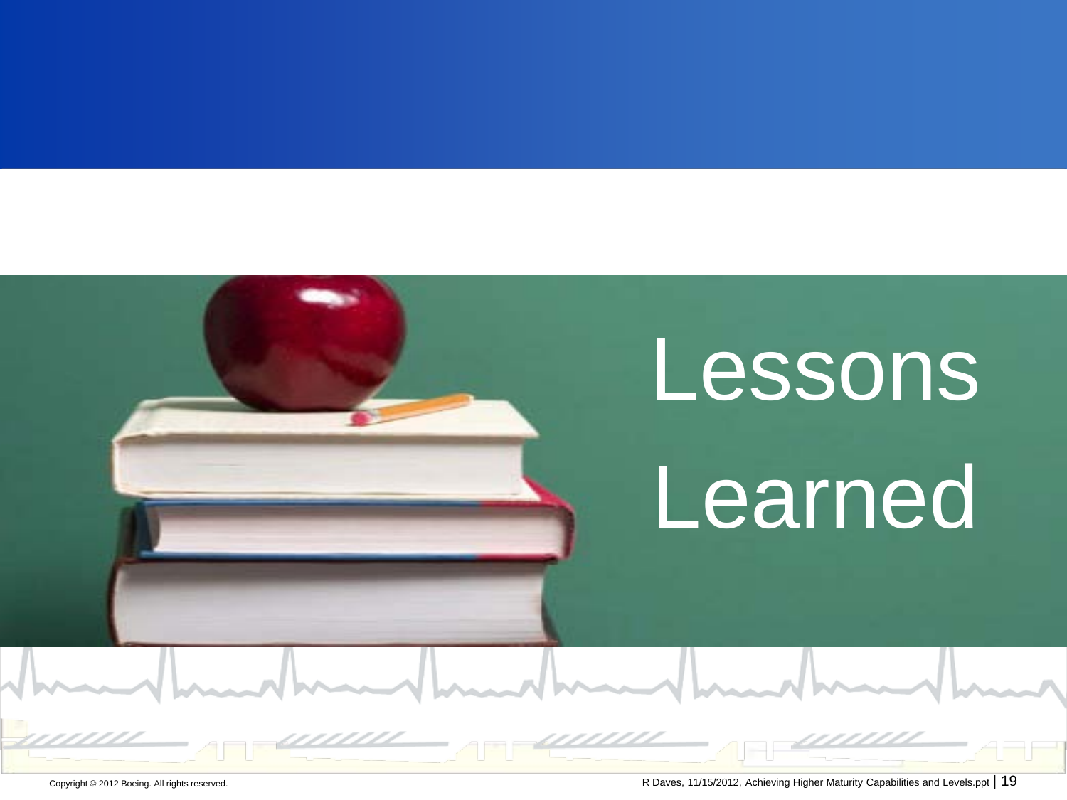# Lessons Learned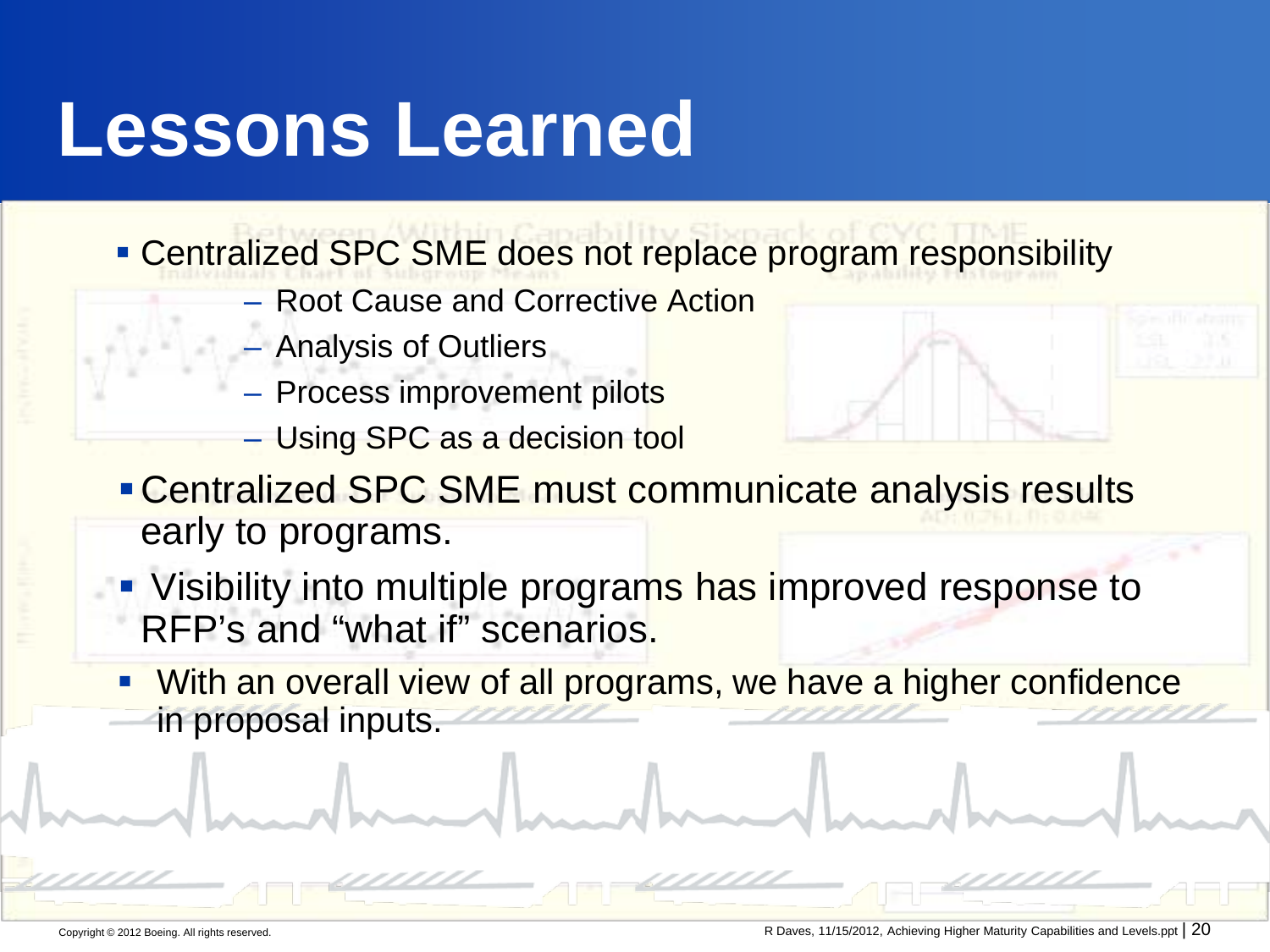# Lessons Learned

- Centralized SPC SME does not replace program responsibility
  - Root Cause and Corrective Action
  - Analysis of Outliers
  - Process improvement pilots
  - Using SPC as a decision tool
- Centralized SPC SME must communicate analysis results early to programs.
- Visibility into multiple programs has improved response to RFP's and "what if" scenarios.
- With an overall view of all programs, we have a higher confidence in proposal inputs.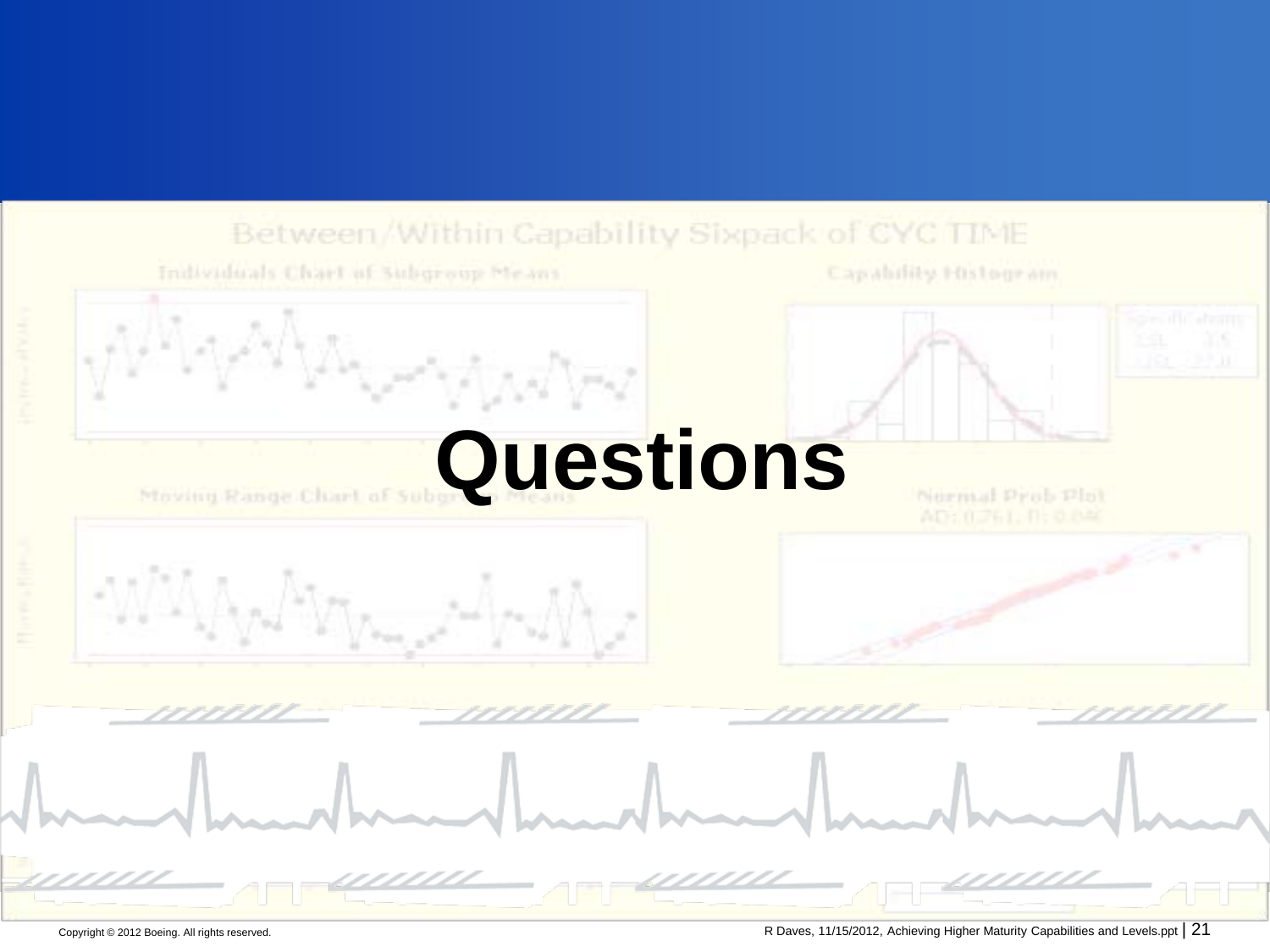# Questions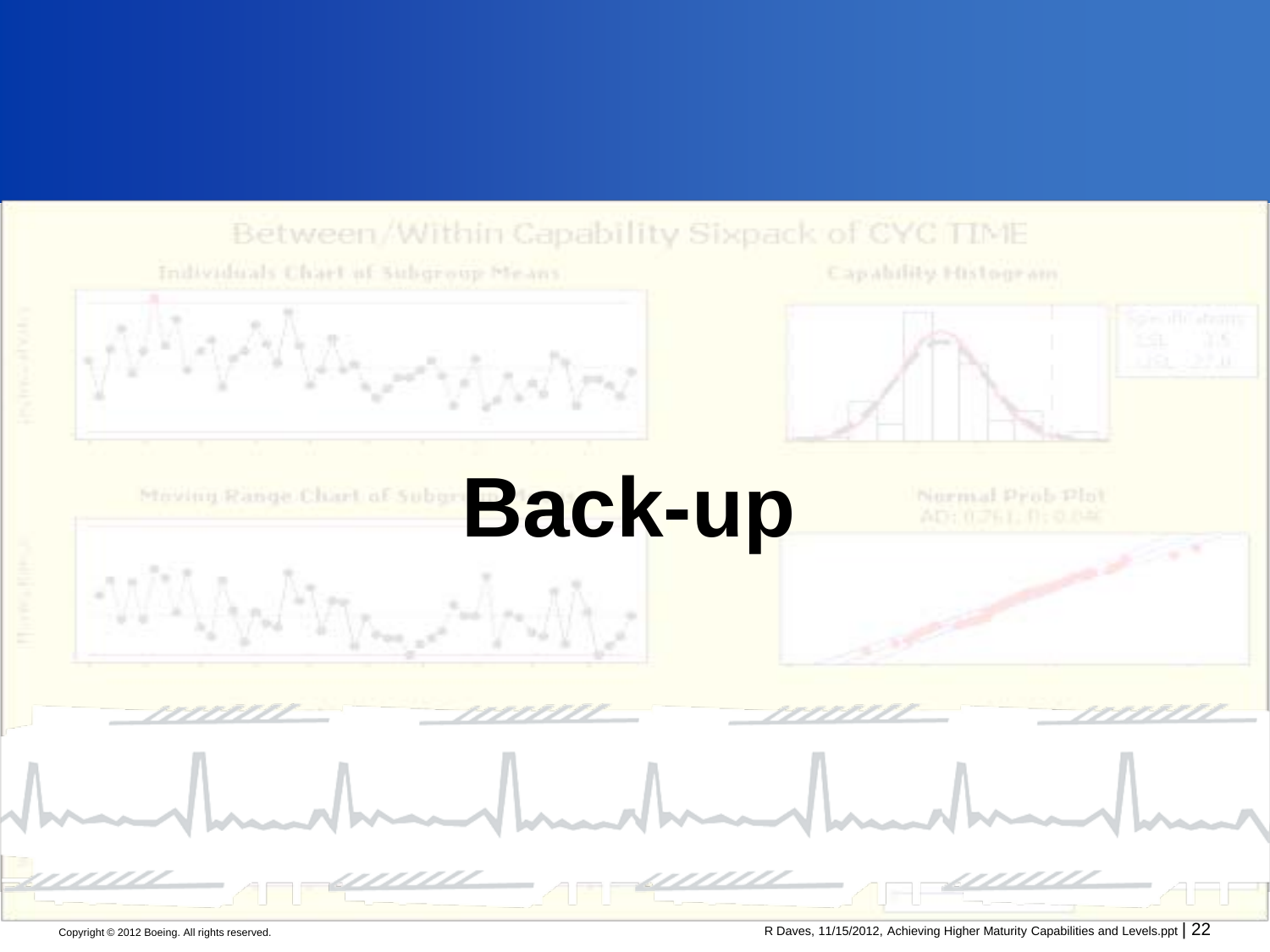# Back-up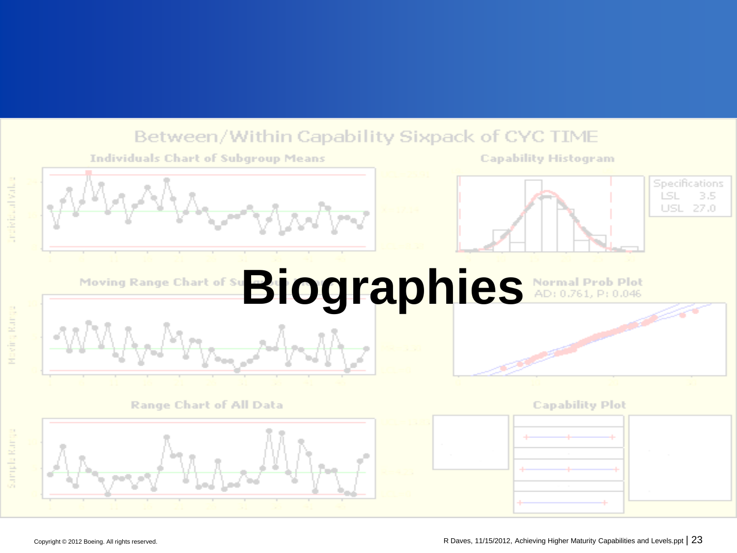# Biographies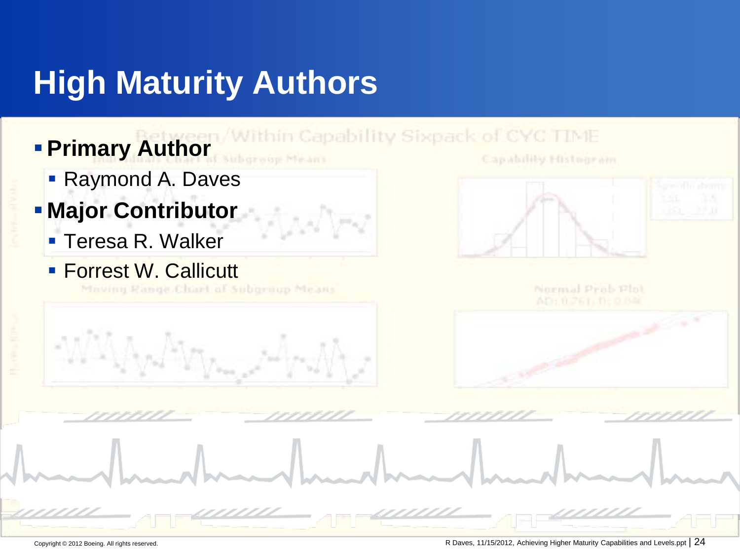# High Maturity Authors

- **Primary Author**
  - Raymond A. Daves
- **Major Contributor**
  - Teresa R. Walker
  - Forrest W. Callicutt

Copyright © 2012 Boeing. All rights reserved.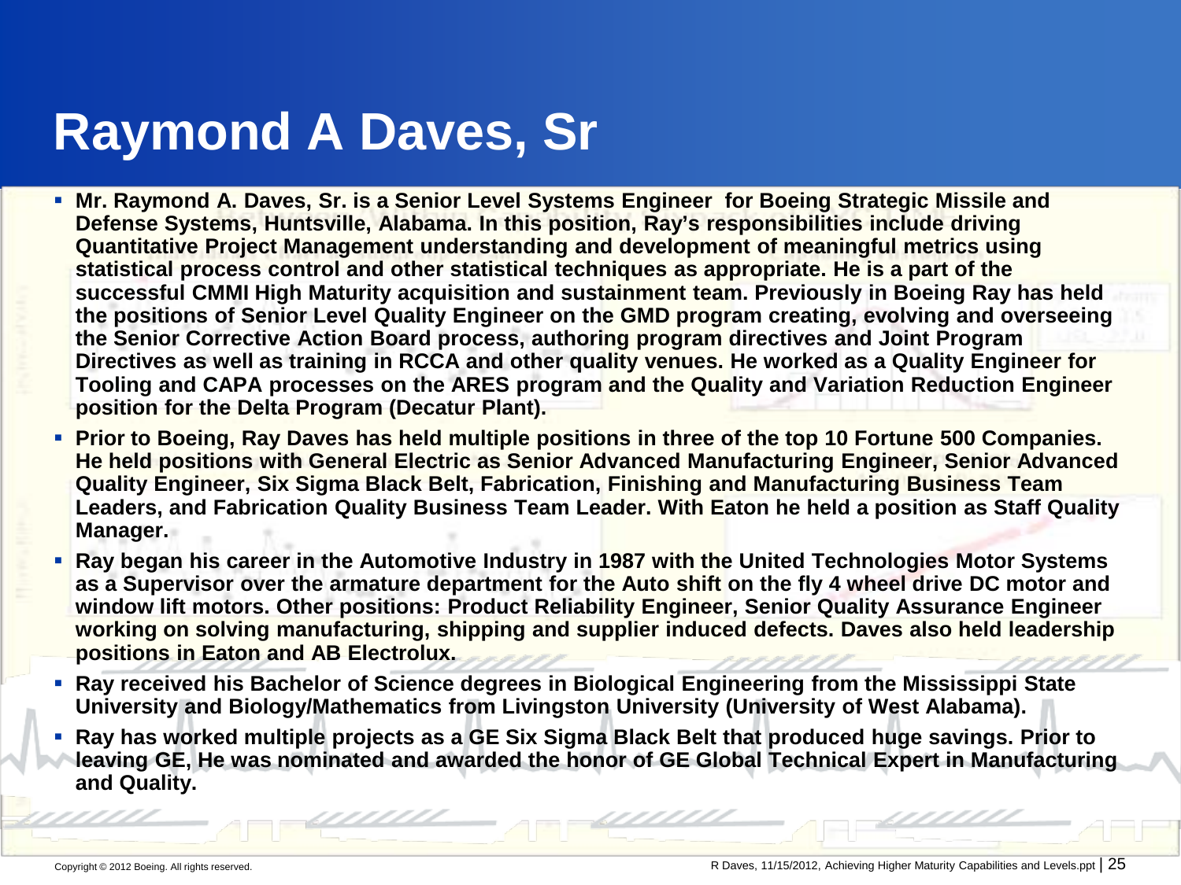# Raymond A Daves, Sr

- **Mr. Raymond A. Daves, Sr. is a Senior Level Systems Engineer for Boeing Strategic Missile and Defense Systems, Huntsville, Alabama. In this position, Ray's responsibilities include driving Quantitative Project Management understanding and development of meaningful metrics using statistical process control and other statistical techniques as appropriate. He is a part of the successful CMMI High Maturity acquisition and sustainment team. Previously in Boeing Ray has held the positions of Senior Level Quality Engineer on the GMD program creating, evolving and overseeing the Senior Corrective Action Board process, authoring program directives and Joint Program Directives as well as training in RCCA and other quality venues. He worked as a Quality Engineer for Tooling and CAPA processes on the ARES program and the Quality and Variation Reduction Engineer position for the Delta Program (Decatur Plant).**
- **Prior to Boeing, Ray Daves has held multiple positions in three of the top 10 Fortune 500 Companies. He held positions with General Electric as Senior Advanced Manufacturing Engineer, Senior Advanced Quality Engineer, Six Sigma Black Belt, Fabrication, Finishing and Manufacturing Business Team Leaders, and Fabrication Quality Business Team Leader. With Eaton he held a position as Staff Quality Manager.**
- **Ray began his career in the Automotive Industry in 1987 with the United Technologies Motor Systems as a Supervisor over the armature department for the Auto shift on the fly 4 wheel drive DC motor and window lift motors. Other positions: Product Reliability Engineer, Senior Quality Assurance Engineer working on solving manufacturing, shipping and supplier induced defects. Daves also held leadership positions in Eaton and AB Electrolux.**
- **Ray received his Bachelor of Science degrees in Biological Engineering from the Mississippi State University and Biology/Mathematics from Livingston University (University of West Alabama).**
- **Ray has worked multiple projects as a GE Six Sigma Black Belt that produced huge savings. Prior to leaving GE, He was nominated and awarded the honor of GE Global Technical Expert in Manufacturing and Quality.**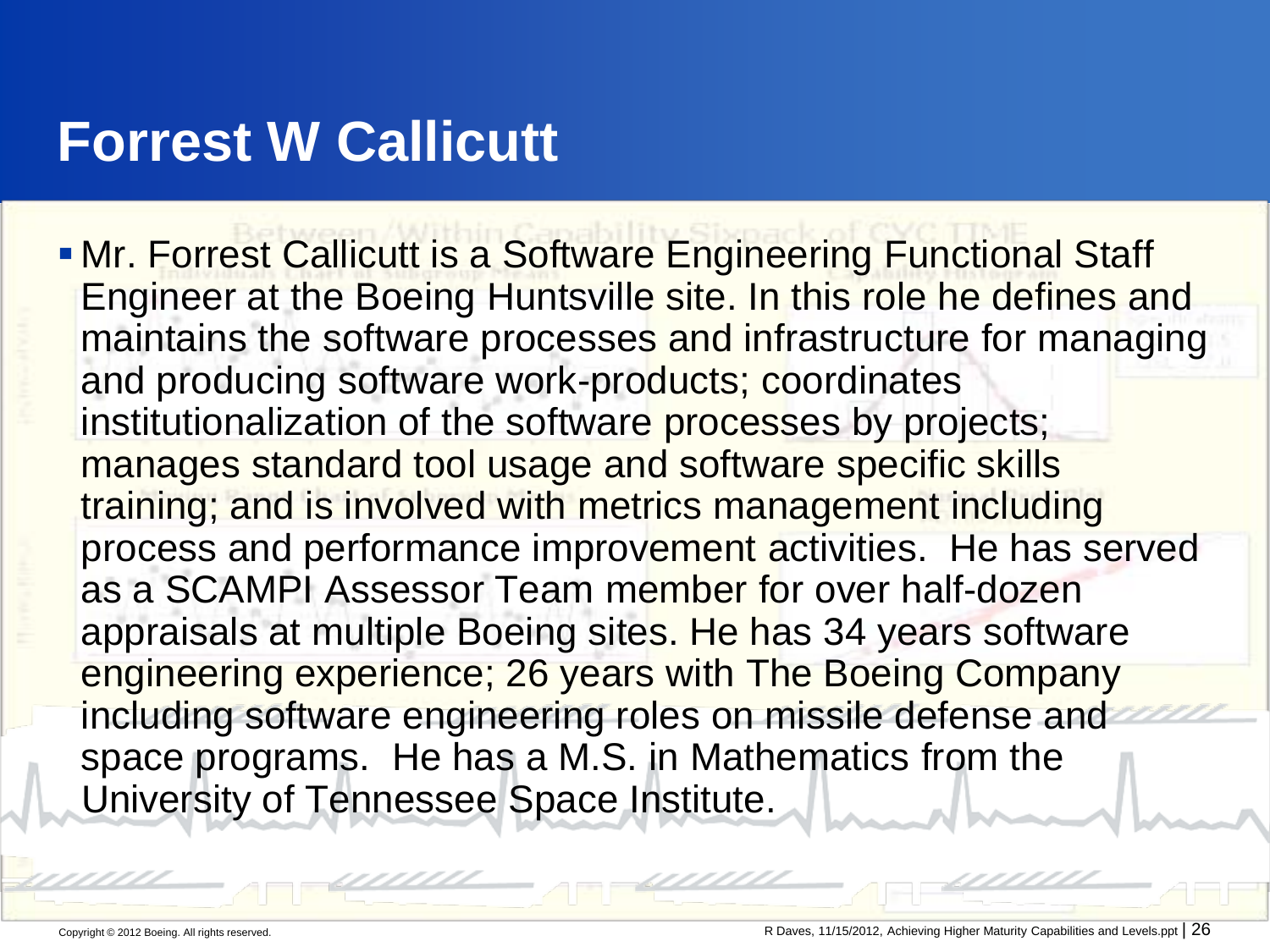# Forrest W Callicutt

- Mr. Forrest Callicutt is a Software Engineering Functional Staff Engineer at the Boeing Huntsville site. In this role he defines and maintains the software processes and infrastructure for managing and producing software work-products; coordinates institutionalization of the software processes by projects; manages standard tool usage and software specific skills training; and is involved with metrics management including process and performance improvement activities. He has served as a SCAMPI Assessor Team member for over half-dozen appraisals at multiple Boeing sites. He has 34 years software engineering experience; 26 years with The Boeing Company including software engineering roles on missile defense and space programs. He has a M.S. in Mathematics from the University of Tennessee Space Institute.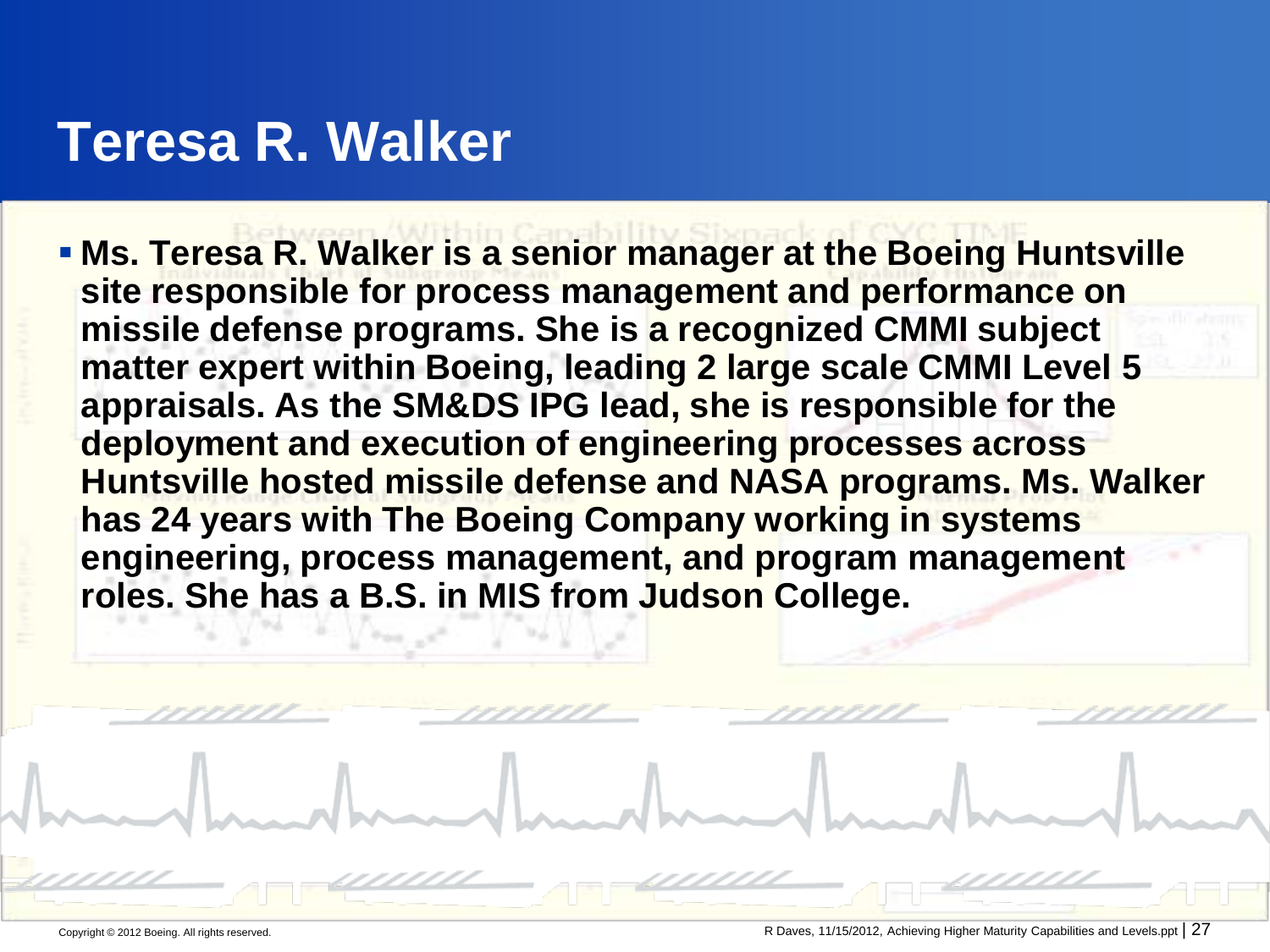# Teresa R. Walker

- **Ms. Teresa R. Walker is a senior manager at the Boeing Huntsville site responsible for process management and performance on missile defense programs. She is a recognized CMMI subject matter expert within Boeing, leading 2 large scale CMMI Level 5 appraisals. As the SM&DS IPG lead, she is responsible for the deployment and execution of engineering processes across Huntsville hosted missile defense and NASA programs. Ms. Walker has 24 years with The Boeing Company working in systems engineering, process management, and program management roles. She has a B.S. in MIS from Judson College.**